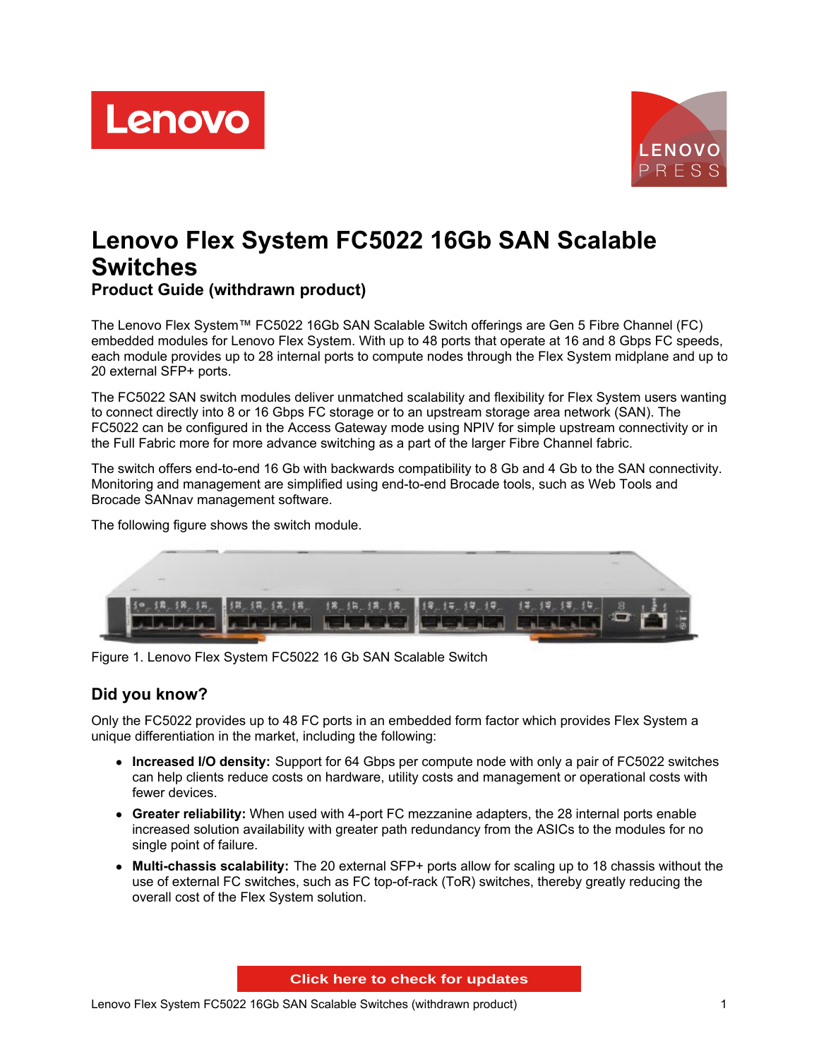# Lenovo Flex System FC5022 16Gb SAN Scalable Switches

## Product Guide (withdrawn product)

The Lenovo Flex System™ FC5022 16Gb SAN Scalable Switch offerings are Gen 5 Fibre Channel (FC) embedded modules for Lenovo Flex System. With up to 48 ports that operate at 16 and 8 Gbps FC speeds, each module provides up to 28 internal ports to compute nodes through the Flex System midplane and up to 20 external SFP+ ports.

The FC5022 SAN switch modules deliver unmatched scalability and flexibility for Flex System users wanting to connect directly into 8 or 16 Gbps FC storage or to an upstream storage area network (SAN). The FC5022 can be configured in the Access Gateway mode using NPIV for simple upstream connectivity or in the Full Fabric more for more advance switching as a part of the larger Fibre Channel fabric.

The switch offers end-to-end 16 Gb with backwards compatibility to 8 Gb and 4 Gb to the SAN connectivity. Monitoring and management are simplified using end-to-end Brocade tools, such as Web Tools and Brocade SANnav management software.

The following figure shows the switch module.

Figure 1. Lenovo Flex System FC5022 16 Gb SAN Scalable Switch

## Did you know?

Only the FC5022 provides up to 48 FC ports in an embedded form factor which provides Flex System a unique differentiation in the market, including the following:

- **Increased I/O density:** Support for 64 Gbps per compute node with only a pair of FC5022 switches can help clients reduce costs on hardware, utility costs and management or operational costs with fewer devices.
- **Greater reliability:** When used with 4-port FC mezzanine adapters, the 28 internal ports enable increased solution availability with greater path redundancy from the ASICs to the modules for no single point of failure.
- **Multi-chassis scalability:** The 20 external SFP+ ports allow for scaling up to 18 chassis without the use of external FC switches, such as FC top-of-rack (ToR) switches, thereby greatly reducing the overall cost of the Flex System solution.

Click here to check for updates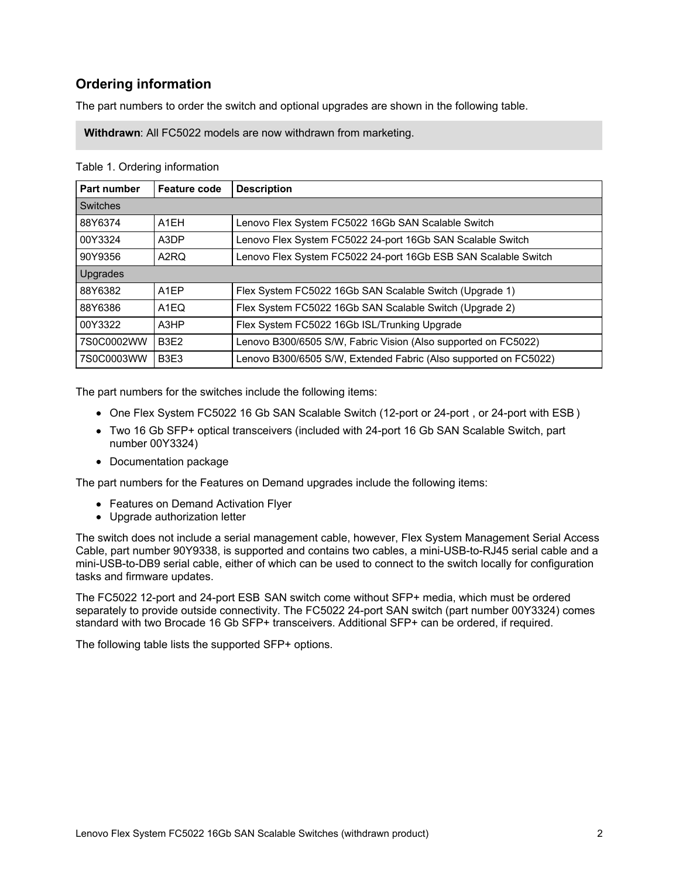## Ordering information

The part numbers to order the switch and optional upgrades are shown in the following table.

**Withdrawn**: All FC5022 models are now withdrawn from marketing.

Table 1. Ordering information

| Part number | Feature code | Description |
|---|---|---|
| Switches | | |
| 88Y6374 | A1EH | Lenovo Flex System FC5022 16Gb SAN Scalable Switch |
| 00Y3324 | A3DP | Lenovo Flex System FC5022 24-port 16Gb SAN Scalable Switch |
| 90Y9356 | A2RQ | Lenovo Flex System FC5022 24-port 16Gb ESB SAN Scalable Switch |
| Upgrades | | |
| 88Y6382 | A1EP | Flex System FC5022 16Gb SAN Scalable Switch (Upgrade 1) |
| 88Y6386 | A1EQ | Flex System FC5022 16Gb SAN Scalable Switch (Upgrade 2) |
| 00Y3322 | A3HP | Flex System FC5022 16Gb ISL/Trunking Upgrade |
| 7S0C0002WW | B3E2 | Lenovo B300/6505 S/W, Fabric Vision (Also supported on FC5022) |
| 7S0C0003WW | B3E3 | Lenovo B300/6505 S/W, Extended Fabric (Also supported on FC5022) |

The part numbers for the switches include the following items:

- One Flex System FC5022 16 Gb SAN Scalable Switch (12-port or 24-port , or 24-port with ESB )
- Two 16 Gb SFP+ optical transceivers (included with 24-port 16 Gb SAN Scalable Switch, part number 00Y3324)
- Documentation package

The part numbers for the Features on Demand upgrades include the following items:

- Features on Demand Activation Flyer
- Upgrade authorization letter

The switch does not include a serial management cable, however, Flex System Management Serial Access Cable, part number 90Y9338, is supported and contains two cables, a mini-USB-to-RJ45 serial cable and a mini-USB-to-DB9 serial cable, either of which can be used to connect to the switch locally for configuration tasks and firmware updates.

The FC5022 12-port and 24-port ESB SAN switch come without SFP+ media, which must be ordered separately to provide outside connectivity. The FC5022 24-port SAN switch (part number 00Y3324) comes standard with two Brocade 16 Gb SFP+ transceivers. Additional SFP+ can be ordered, if required.

The following table lists the supported SFP+ options.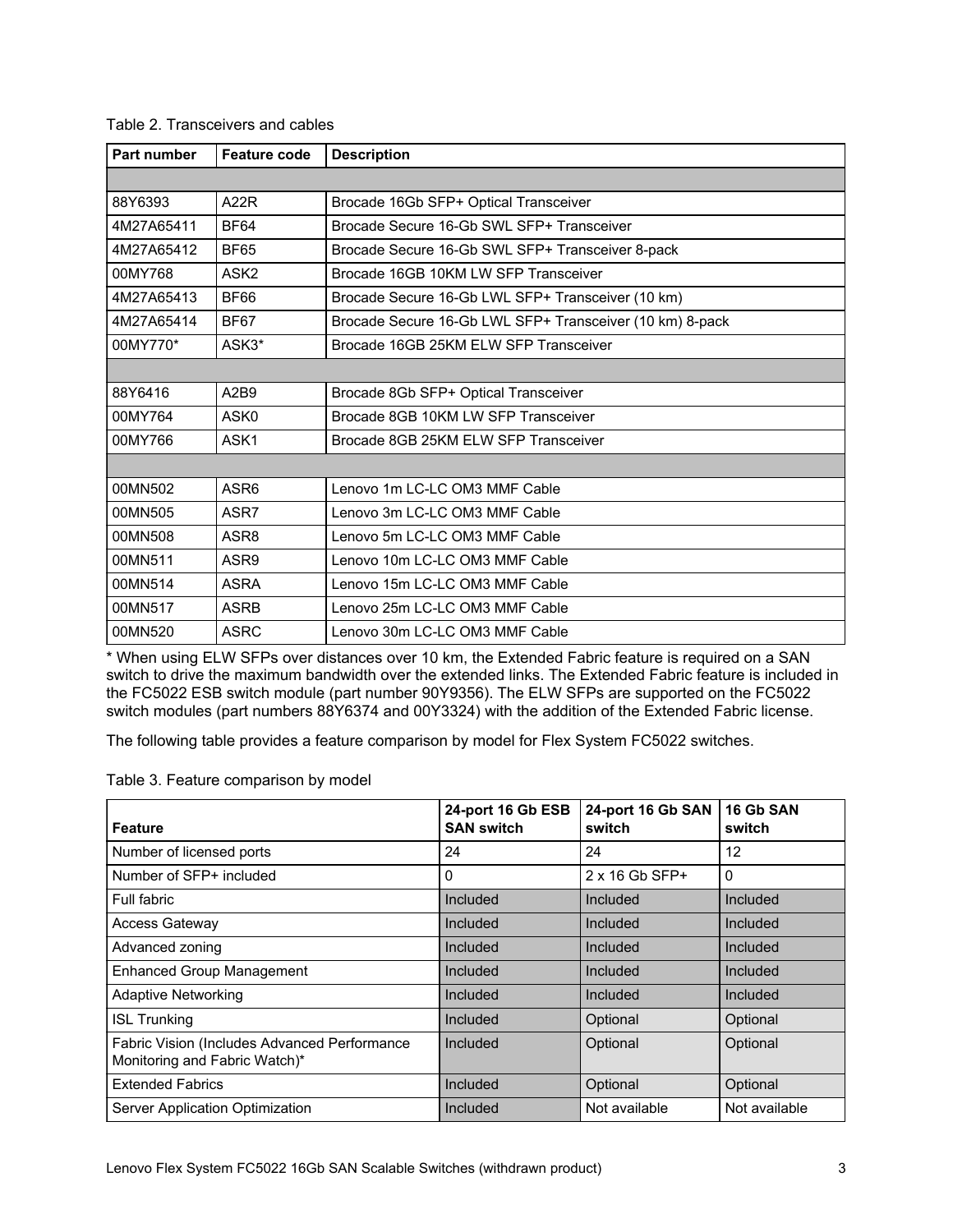Table 2. Transceivers and cables

| Part number | Feature code | Description |
|---|---|---|
| | | |
| 88Y6393 | A22R | Brocade 16Gb SFP+ Optical Transceiver |
| 4M27A65411 | BF64 | Brocade Secure 16-Gb SWL SFP+ Transceiver |
| 4M27A65412 | BF65 | Brocade Secure 16-Gb SWL SFP+ Transceiver 8-pack |
| 00MY768 | ASK2 | Brocade 16GB 10KM LW SFP Transceiver |
| 4M27A65413 | BF66 | Brocade Secure 16-Gb LWL SFP+ Transceiver (10 km) |
| 4M27A65414 | BF67 | Brocade Secure 16-Gb LWL SFP+ Transceiver (10 km) 8-pack |
| 00MY770* | ASK3* | Brocade 16GB 25KM ELW SFP Transceiver |
| | | |
| 88Y6416 | A2B9 | Brocade 8Gb SFP+ Optical Transceiver |
| 00MY764 | ASK0 | Brocade 8GB 10KM LW SFP Transceiver |
| 00MY766 | ASK1 | Brocade 8GB 25KM ELW SFP Transceiver |
| | | |
| 00MN502 | ASR6 | Lenovo 1m LC-LC OM3 MMF Cable |
| 00MN505 | ASR7 | Lenovo 3m LC-LC OM3 MMF Cable |
| 00MN508 | ASR8 | Lenovo 5m LC-LC OM3 MMF Cable |
| 00MN511 | ASR9 | Lenovo 10m LC-LC OM3 MMF Cable |
| 00MN514 | ASRA | Lenovo 15m LC-LC OM3 MMF Cable |
| 00MN517 | ASRB | Lenovo 25m LC-LC OM3 MMF Cable |
| 00MN520 | ASRC | Lenovo 30m LC-LC OM3 MMF Cable |

* When using ELW SFPs over distances over 10 km, the Extended Fabric feature is required on a SAN switch to drive the maximum bandwidth over the extended links. The Extended Fabric feature is included in the FC5022 ESB switch module (part number 90Y9356). The ELW SFPs are supported on the FC5022 switch modules (part numbers 88Y6374 and 00Y3324) with the addition of the Extended Fabric license.

The following table provides a feature comparison by model for Flex System FC5022 switches.

Table 3. Feature comparison by model

| Feature | 24-port 16 Gb ESB SAN switch | 24-port 16 Gb SAN switch | 16 Gb SAN switch |
|---|---|---|---|
| Number of licensed ports | 24 | 24 | 12 |
| Number of SFP+ included | 0 | 2 x 16 Gb SFP+ | 0 |
| Full fabric | Included | Included | Included |
| Access Gateway | Included | Included | Included |
| Advanced zoning | Included | Included | Included |
| Enhanced Group Management | Included | Included | Included |
| Adaptive Networking | Included | Included | Included |
| ISL Trunking | Included | Optional | Optional |
| Fabric Vision (Includes Advanced Performance Monitoring and Fabric Watch)* | Included | Optional | Optional |
| Extended Fabrics | Included | Optional | Optional |
| Server Application Optimization | Included | Not available | Not available |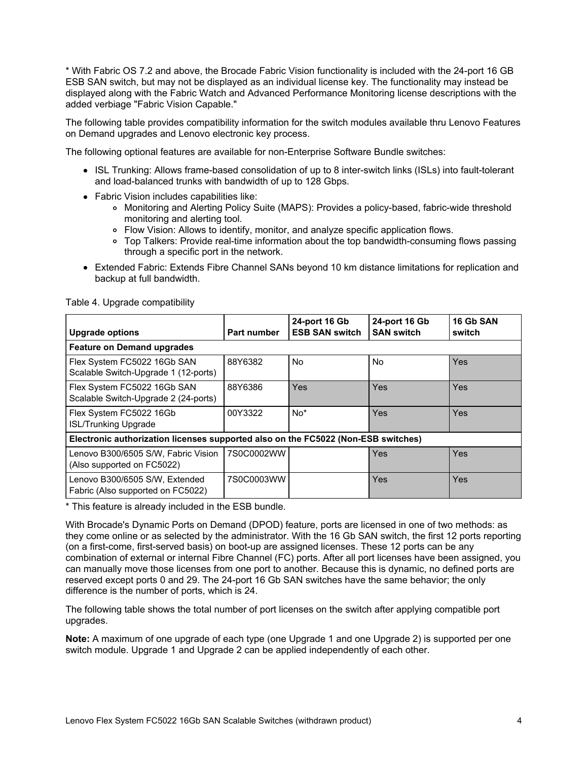* With Fabric OS 7.2 and above, the Brocade Fabric Vision functionality is included with the 24-port 16 GB ESB SAN switch, but may not be displayed as an individual license key. The functionality may instead be displayed along with the Fabric Watch and Advanced Performance Monitoring license descriptions with the added verbiage "Fabric Vision Capable."

The following table provides compatibility information for the switch modules available thru Lenovo Features on Demand upgrades and Lenovo electronic key process.

The following optional features are available for non-Enterprise Software Bundle switches:

- ISL Trunking: Allows frame-based consolidation of up to 8 inter-switch links (ISLs) into fault-tolerant and load-balanced trunks with bandwidth of up to 128 Gbps.
- Fabric Vision includes capabilities like:
  - Monitoring and Alerting Policy Suite (MAPS): Provides a policy-based, fabric-wide threshold monitoring and alerting tool.
  - Flow Vision: Allows to identify, monitor, and analyze specific application flows.
  - Top Talkers: Provide real-time information about the top bandwidth-consuming flows passing through a specific port in the network.
- Extended Fabric: Extends Fibre Channel SANs beyond 10 km distance limitations for replication and backup at full bandwidth.

Table 4. Upgrade compatibility

| Upgrade options | Part number | 24-port 16 Gb ESB SAN switch | 24-port 16 Gb SAN switch | 16 Gb SAN switch |
|---|---|---|---|---|
| **Feature on Demand upgrades** | | | | |
| Flex System FC5022 16Gb SAN Scalable Switch-Upgrade 1 (12-ports) | 88Y6382 | No | No | Yes |
| Flex System FC5022 16Gb SAN Scalable Switch-Upgrade 2 (24-ports) | 88Y6386 | Yes | Yes | Yes |
| Flex System FC5022 16Gb ISL/Trunking Upgrade | 00Y3322 | No* | Yes | Yes |
| **Electronic authorization licenses supported also on the FC5022 (Non-ESB switches)** | | | | |
| Lenovo B300/6505 S/W, Fabric Vision (Also supported on FC5022) | 7S0C0002WW | | Yes | Yes |
| Lenovo B300/6505 S/W, Extended Fabric (Also supported on FC5022) | 7S0C0003WW | | Yes | Yes |

* This feature is already included in the ESB bundle.

With Brocade's Dynamic Ports on Demand (DPOD) feature, ports are licensed in one of two methods: as they come online or as selected by the administrator. With the 16 Gb SAN switch, the first 12 ports reporting (on a first-come, first-served basis) on boot-up are assigned licenses. These 12 ports can be any combination of external or internal Fibre Channel (FC) ports. After all port licenses have been assigned, you can manually move those licenses from one port to another. Because this is dynamic, no defined ports are reserved except ports 0 and 29. The 24-port 16 Gb SAN switches have the same behavior; the only difference is the number of ports, which is 24.

The following table shows the total number of port licenses on the switch after applying compatible port upgrades.

**Note:** A maximum of one upgrade of each type (one Upgrade 1 and one Upgrade 2) is supported per one switch module. Upgrade 1 and Upgrade 2 can be applied independently of each other.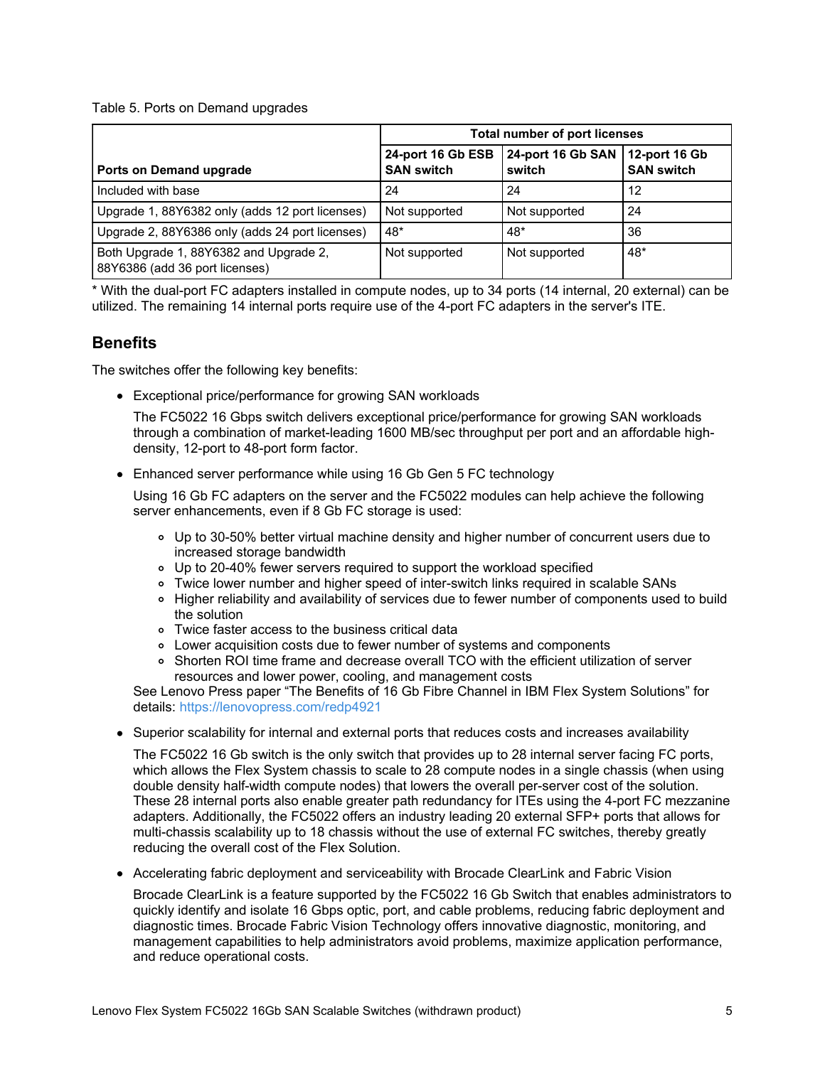Table 5. Ports on Demand upgrades

| Ports on Demand upgrade | Total number of port licenses | | |
|---|---|---|---|
| | 24-port 16 Gb ESB SAN switch | 24-port 16 Gb SAN switch | 12-port 16 Gb SAN switch |
| Included with base | 24 | 24 | 12 |
| Upgrade 1, 88Y6382 only (adds 12 port licenses) | Not supported | Not supported | 24 |
| Upgrade 2, 88Y6386 only (adds 24 port licenses) | 48* | 48* | 36 |
| Both Upgrade 1, 88Y6382 and Upgrade 2, 88Y6386 (add 36 port licenses) | Not supported | Not supported | 48* |

* With the dual-port FC adapters installed in compute nodes, up to 34 ports (14 internal, 20 external) can be utilized. The remaining 14 internal ports require use of the 4-port FC adapters in the server's ITE.

## Benefits

The switches offer the following key benefits:

- Exceptional price/performance for growing SAN workloads

  The FC5022 16 Gbps switch delivers exceptional price/performance for growing SAN workloads through a combination of market-leading 1600 MB/sec throughput per port and an affordable high-density, 12-port to 48-port form factor.

- Enhanced server performance while using 16 Gb Gen 5 FC technology

  Using 16 Gb FC adapters on the server and the FC5022 modules can help achieve the following server enhancements, even if 8 Gb FC storage is used:

  - Up to 30-50% better virtual machine density and higher number of concurrent users due to increased storage bandwidth
  - Up to 20-40% fewer servers required to support the workload specified
  - Twice lower number and higher speed of inter-switch links required in scalable SANs
  - Higher reliability and availability of services due to fewer number of components used to build the solution
  - Twice faster access to the business critical data
  - Lower acquisition costs due to fewer number of systems and components
  - Shorten ROI time frame and decrease overall TCO with the efficient utilization of server resources and lower power, cooling, and management costs

  See Lenovo Press paper "The Benefits of 16 Gb Fibre Channel in IBM Flex System Solutions" for details: https://lenovopress.com/redp4921

- Superior scalability for internal and external ports that reduces costs and increases availability

  The FC5022 16 Gb switch is the only switch that provides up to 28 internal server facing FC ports, which allows the Flex System chassis to scale to 28 compute nodes in a single chassis (when using double density half-width compute nodes) that lowers the overall per-server cost of the solution. These 28 internal ports also enable greater path redundancy for ITEs using the 4-port FC mezzanine adapters. Additionally, the FC5022 offers an industry leading 20 external SFP+ ports that allows for multi-chassis scalability up to 18 chassis without the use of external FC switches, thereby greatly reducing the overall cost of the Flex Solution.

- Accelerating fabric deployment and serviceability with Brocade ClearLink and Fabric Vision

  Brocade ClearLink is a feature supported by the FC5022 16 Gb Switch that enables administrators to quickly identify and isolate 16 Gbps optic, port, and cable problems, reducing fabric deployment and diagnostic times. Brocade Fabric Vision Technology offers innovative diagnostic, monitoring, and management capabilities to help administrators avoid problems, maximize application performance, and reduce operational costs.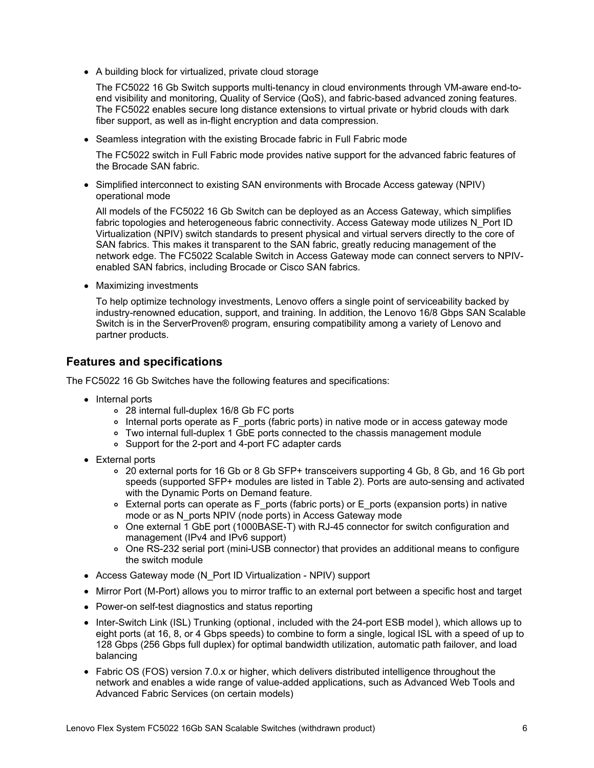- A building block for virtualized, private cloud storage

  The FC5022 16 Gb Switch supports multi-tenancy in cloud environments through VM-aware end-to-end visibility and monitoring, Quality of Service (QoS), and fabric-based advanced zoning features. The FC5022 enables secure long distance extensions to virtual private or hybrid clouds with dark fiber support, as well as in-flight encryption and data compression.

- Seamless integration with the existing Brocade fabric in Full Fabric mode

  The FC5022 switch in Full Fabric mode provides native support for the advanced fabric features of the Brocade SAN fabric.

- Simplified interconnect to existing SAN environments with Brocade Access gateway (NPIV) operational mode

  All models of the FC5022 16 Gb Switch can be deployed as an Access Gateway, which simplifies fabric topologies and heterogeneous fabric connectivity. Access Gateway mode utilizes N_Port ID Virtualization (NPIV) switch standards to present physical and virtual servers directly to the core of SAN fabrics. This makes it transparent to the SAN fabric, greatly reducing management of the network edge. The FC5022 Scalable Switch in Access Gateway mode can connect servers to NPIV-enabled SAN fabrics, including Brocade or Cisco SAN fabrics.

- Maximizing investments

  To help optimize technology investments, Lenovo offers a single point of serviceability backed by industry-renowned education, support, and training. In addition, the Lenovo 16/8 Gbps SAN Scalable Switch is in the ServerProven® program, ensuring compatibility among a variety of Lenovo and partner products.

## Features and specifications

The FC5022 16 Gb Switches have the following features and specifications:

- Internal ports
  - 28 internal full-duplex 16/8 Gb FC ports
  - Internal ports operate as F_ports (fabric ports) in native mode or in access gateway mode
  - Two internal full-duplex 1 GbE ports connected to the chassis management module
  - Support for the 2-port and 4-port FC adapter cards
- External ports
  - 20 external ports for 16 Gb or 8 Gb SFP+ transceivers supporting 4 Gb, 8 Gb, and 16 Gb port speeds (supported SFP+ modules are listed in Table 2). Ports are auto-sensing and activated with the Dynamic Ports on Demand feature.
  - External ports can operate as F_ports (fabric ports) or E_ports (expansion ports) in native mode or as N_ports NPIV (node ports) in Access Gateway mode
  - One external 1 GbE port (1000BASE-T) with RJ-45 connector for switch configuration and management (IPv4 and IPv6 support)
  - One RS-232 serial port (mini-USB connector) that provides an additional means to configure the switch module
- Access Gateway mode (N_Port ID Virtualization - NPIV) support
- Mirror Port (M-Port) allows you to mirror traffic to an external port between a specific host and target
- Power-on self-test diagnostics and status reporting
- Inter-Switch Link (ISL) Trunking (optional, included with the 24-port ESB model), which allows up to eight ports (at 16, 8, or 4 Gbps speeds) to combine to form a single, logical ISL with a speed of up to 128 Gbps (256 Gbps full duplex) for optimal bandwidth utilization, automatic path failover, and load balancing
- Fabric OS (FOS) version 7.0.x or higher, which delivers distributed intelligence throughout the network and enables a wide range of value-added applications, such as Advanced Web Tools and Advanced Fabric Services (on certain models)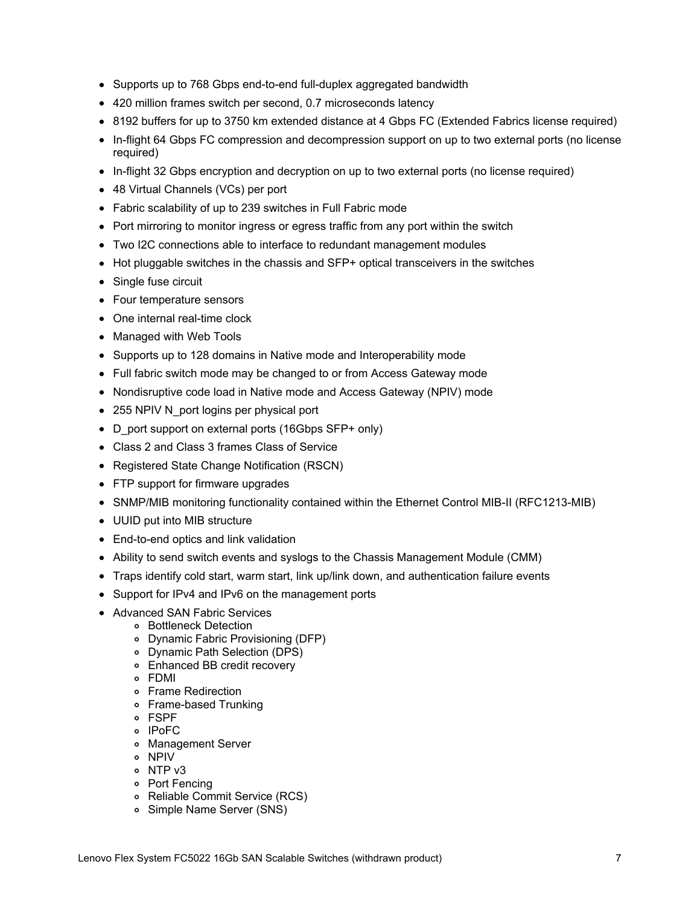- Supports up to 768 Gbps end-to-end full-duplex aggregated bandwidth
- 420 million frames switch per second, 0.7 microseconds latency
- 8192 buffers for up to 3750 km extended distance at 4 Gbps FC (Extended Fabrics license required)
- In-flight 64 Gbps FC compression and decompression support on up to two external ports (no license required)
- In-flight 32 Gbps encryption and decryption on up to two external ports (no license required)
- 48 Virtual Channels (VCs) per port
- Fabric scalability of up to 239 switches in Full Fabric mode
- Port mirroring to monitor ingress or egress traffic from any port within the switch
- Two I2C connections able to interface to redundant management modules
- Hot pluggable switches in the chassis and SFP+ optical transceivers in the switches
- Single fuse circuit
- Four temperature sensors
- One internal real-time clock
- Managed with Web Tools
- Supports up to 128 domains in Native mode and Interoperability mode
- Full fabric switch mode may be changed to or from Access Gateway mode
- Nondisruptive code load in Native mode and Access Gateway (NPIV) mode
- 255 NPIV N_port logins per physical port
- D_port support on external ports (16Gbps SFP+ only)
- Class 2 and Class 3 frames Class of Service
- Registered State Change Notification (RSCN)
- FTP support for firmware upgrades
- SNMP/MIB monitoring functionality contained within the Ethernet Control MIB-II (RFC1213-MIB)
- UUID put into MIB structure
- End-to-end optics and link validation
- Ability to send switch events and syslogs to the Chassis Management Module (CMM)
- Traps identify cold start, warm start, link up/link down, and authentication failure events
- Support for IPv4 and IPv6 on the management ports
- Advanced SAN Fabric Services
  - Bottleneck Detection
  - Dynamic Fabric Provisioning (DFP)
  - Dynamic Path Selection (DPS)
  - Enhanced BB credit recovery
  - FDMI
  - Frame Redirection
  - Frame-based Trunking
  - FSPF
  - IPoFC
  - Management Server
  - NPIV
  - NTP v3
  - Port Fencing
  - Reliable Commit Service (RCS)
  - Simple Name Server (SNS)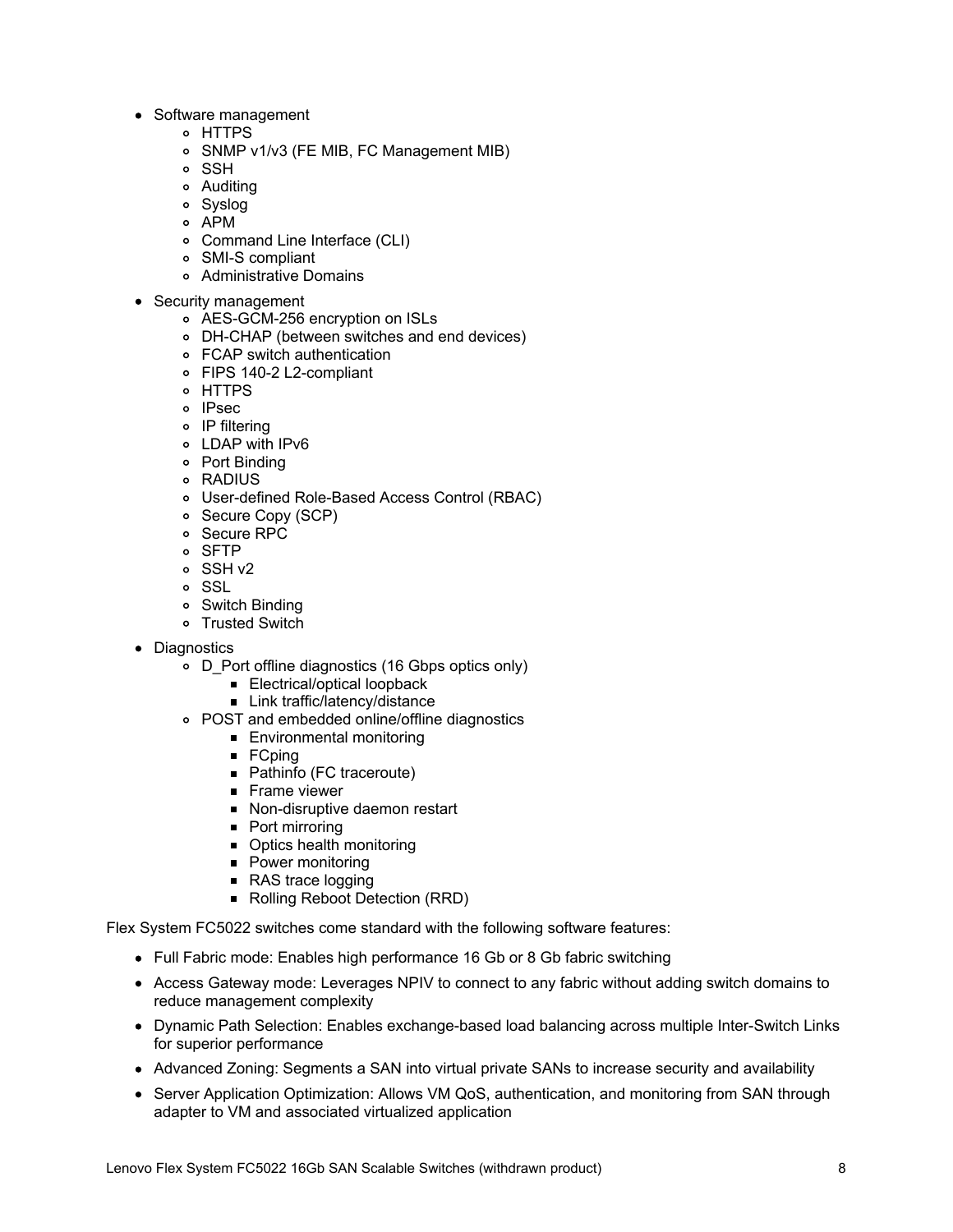- Software management
  - HTTPS
  - SNMP v1/v3 (FE MIB, FC Management MIB)
  - SSH
  - Auditing
  - Syslog
  - APM
  - Command Line Interface (CLI)
  - SMI-S compliant
  - Administrative Domains
- Security management
  - AES-GCM-256 encryption on ISLs
  - DH-CHAP (between switches and end devices)
  - FCAP switch authentication
  - FIPS 140-2 L2-compliant
  - HTTPS
  - IPsec
  - IP filtering
  - LDAP with IPv6
  - Port Binding
  - RADIUS
  - User-defined Role-Based Access Control (RBAC)
  - Secure Copy (SCP)
  - Secure RPC
  - SFTP
  - SSH v2
  - SSL
  - Switch Binding
  - Trusted Switch
- Diagnostics
  - D_Port offline diagnostics (16 Gbps optics only)
    - Electrical/optical loopback
    - Link traffic/latency/distance
  - POST and embedded online/offline diagnostics
    - Environmental monitoring
    - FCping
    - Pathinfo (FC traceroute)
    - Frame viewer
    - Non-disruptive daemon restart
    - Port mirroring
    - Optics health monitoring
    - Power monitoring
    - RAS trace logging
    - Rolling Reboot Detection (RRD)

Flex System FC5022 switches come standard with the following software features:

- Full Fabric mode: Enables high performance 16 Gb or 8 Gb fabric switching
- Access Gateway mode: Leverages NPIV to connect to any fabric without adding switch domains to reduce management complexity
- Dynamic Path Selection: Enables exchange-based load balancing across multiple Inter-Switch Links for superior performance
- Advanced Zoning: Segments a SAN into virtual private SANs to increase security and availability
- Server Application Optimization: Allows VM QoS, authentication, and monitoring from SAN through adapter to VM and associated virtualized application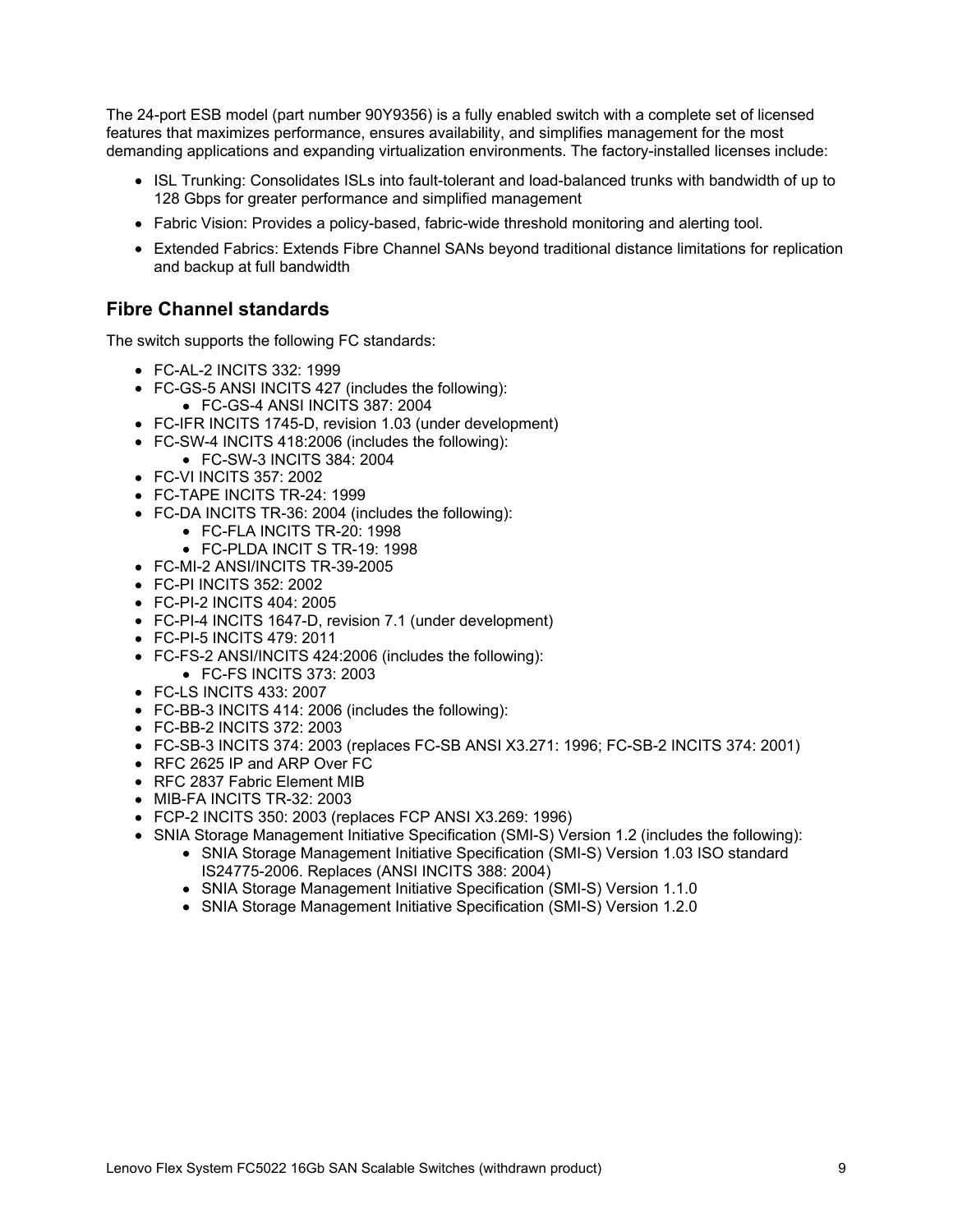The 24-port ESB model (part number 90Y9356) is a fully enabled switch with a complete set of licensed features that maximizes performance, ensures availability, and simplifies management for the most demanding applications and expanding virtualization environments. The factory-installed licenses include:

- ISL Trunking: Consolidates ISLs into fault-tolerant and load-balanced trunks with bandwidth of up to 128 Gbps for greater performance and simplified management
- Fabric Vision: Provides a policy-based, fabric-wide threshold monitoring and alerting tool.
- Extended Fabrics: Extends Fibre Channel SANs beyond traditional distance limitations for replication and backup at full bandwidth

## Fibre Channel standards

The switch supports the following FC standards:

- FC-AL-2 INCITS 332: 1999
- FC-GS-5 ANSI INCITS 427 (includes the following):
  - FC-GS-4 ANSI INCITS 387: 2004
- FC-IFR INCITS 1745-D, revision 1.03 (under development)
- FC-SW-4 INCITS 418:2006 (includes the following):
  - FC-SW-3 INCITS 384: 2004
- FC-VI INCITS 357: 2002
- FC-TAPE INCITS TR-24: 1999
- FC-DA INCITS TR-36: 2004 (includes the following):
  - FC-FLA INCITS TR-20: 1998
  - FC-PLDA INCIT S TR-19: 1998
- FC-MI-2 ANSI/INCITS TR-39-2005
- FC-PI INCITS 352: 2002
- FC-PI-2 INCITS 404: 2005
- FC-PI-4 INCITS 1647-D, revision 7.1 (under development)
- FC-PI-5 INCITS 479: 2011
- FC-FS-2 ANSI/INCITS 424:2006 (includes the following):
  - FC-FS INCITS 373: 2003
- FC-LS INCITS 433: 2007
- FC-BB-3 INCITS 414: 2006 (includes the following):
- FC-BB-2 INCITS 372: 2003
- FC-SB-3 INCITS 374: 2003 (replaces FC-SB ANSI X3.271: 1996; FC-SB-2 INCITS 374: 2001)
- RFC 2625 IP and ARP Over FC
- RFC 2837 Fabric Element MIB
- MIB-FA INCITS TR-32: 2003
- FCP-2 INCITS 350: 2003 (replaces FCP ANSI X3.269: 1996)
- SNIA Storage Management Initiative Specification (SMI-S) Version 1.2 (includes the following):
  - SNIA Storage Management Initiative Specification (SMI-S) Version 1.03 ISO standard IS24775-2006. Replaces (ANSI INCITS 388: 2004)
  - SNIA Storage Management Initiative Specification (SMI-S) Version 1.1.0
  - SNIA Storage Management Initiative Specification (SMI-S) Version 1.2.0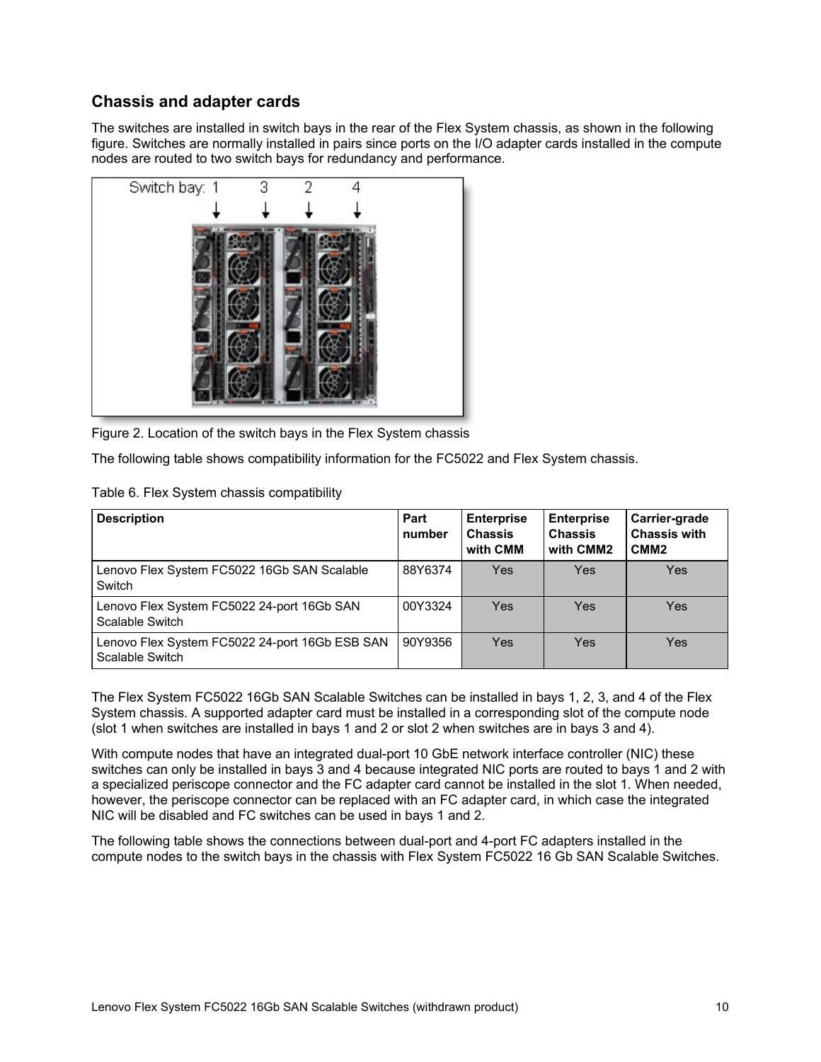## Chassis and adapter cards

The switches are installed in switch bays in the rear of the Flex System chassis, as shown in the following figure. Switches are normally installed in pairs since ports on the I/O adapter cards installed in the compute nodes are routed to two switch bays for redundancy and performance.

Figure 2. Location of the switch bays in the Flex System chassis

The following table shows compatibility information for the FC5022 and Flex System chassis.

Table 6. Flex System chassis compatibility

| Description | Part number | Enterprise Chassis with CMM | Enterprise Chassis with CMM2 | Carrier-grade Chassis with CMM2 |
|---|---|---|---|---|
| Lenovo Flex System FC5022 16Gb SAN Scalable Switch | 88Y6374 | Yes | Yes | Yes |
| Lenovo Flex System FC5022 24-port 16Gb SAN Scalable Switch | 00Y3324 | Yes | Yes | Yes |
| Lenovo Flex System FC5022 24-port 16Gb ESB SAN Scalable Switch | 90Y9356 | Yes | Yes | Yes |

The Flex System FC5022 16Gb SAN Scalable Switches can be installed in bays 1, 2, 3, and 4 of the Flex System chassis. A supported adapter card must be installed in a corresponding slot of the compute node (slot 1 when switches are installed in bays 1 and 2 or slot 2 when switches are in bays 3 and 4).

With compute nodes that have an integrated dual-port 10 GbE network interface controller (NIC) these switches can only be installed in bays 3 and 4 because integrated NIC ports are routed to bays 1 and 2 with a specialized periscope connector and the FC adapter card cannot be installed in the slot 1. When needed, however, the periscope connector can be replaced with an FC adapter card, in which case the integrated NIC will be disabled and FC switches can be used in bays 1 and 2.

The following table shows the connections between dual-port and 4-port FC adapters installed in the compute nodes to the switch bays in the chassis with Flex System FC5022 16 Gb SAN Scalable Switches.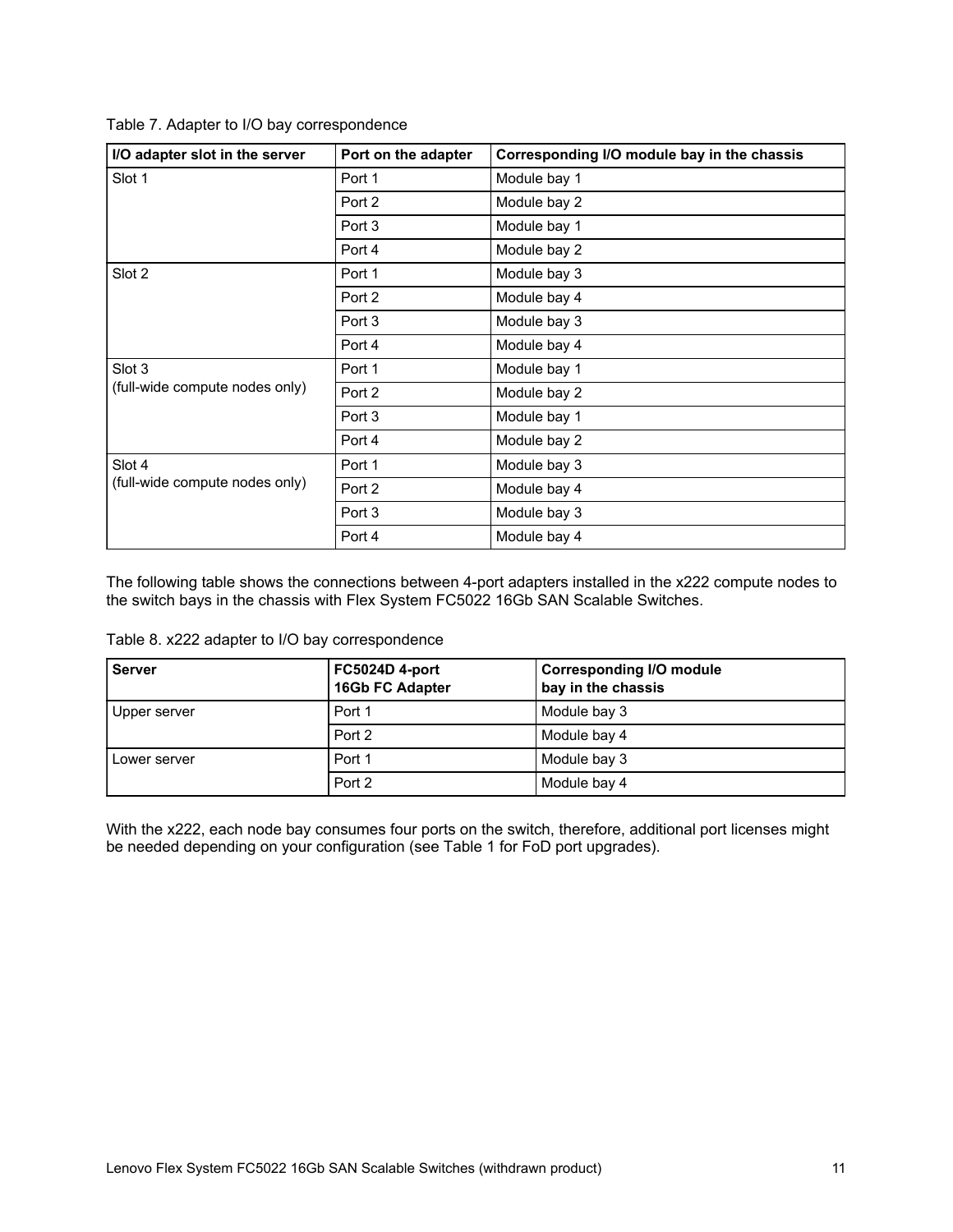Table 7. Adapter to I/O bay correspondence

| I/O adapter slot in the server | Port on the adapter | Corresponding I/O module bay in the chassis |
|---|---|---|
| Slot 1 | Port 1 | Module bay 1 |
| | Port 2 | Module bay 2 |
| | Port 3 | Module bay 1 |
| | Port 4 | Module bay 2 |
| Slot 2 | Port 1 | Module bay 3 |
| | Port 2 | Module bay 4 |
| | Port 3 | Module bay 3 |
| | Port 4 | Module bay 4 |
| Slot 3 (full-wide compute nodes only) | Port 1 | Module bay 1 |
| | Port 2 | Module bay 2 |
| | Port 3 | Module bay 1 |
| | Port 4 | Module bay 2 |
| Slot 4 (full-wide compute nodes only) | Port 1 | Module bay 3 |
| | Port 2 | Module bay 4 |
| | Port 3 | Module bay 3 |
| | Port 4 | Module bay 4 |

The following table shows the connections between 4-port adapters installed in the x222 compute nodes to the switch bays in the chassis with Flex System FC5022 16Gb SAN Scalable Switches.

Table 8. x222 adapter to I/O bay correspondence

| Server | FC5024D 4-port 16Gb FC Adapter | Corresponding I/O module bay in the chassis |
|---|---|---|
| Upper server | Port 1 | Module bay 3 |
| | Port 2 | Module bay 4 |
| Lower server | Port 1 | Module bay 3 |
| | Port 2 | Module bay 4 |

With the x222, each node bay consumes four ports on the switch, therefore, additional port licenses might be needed depending on your configuration (see Table 1 for FoD port upgrades).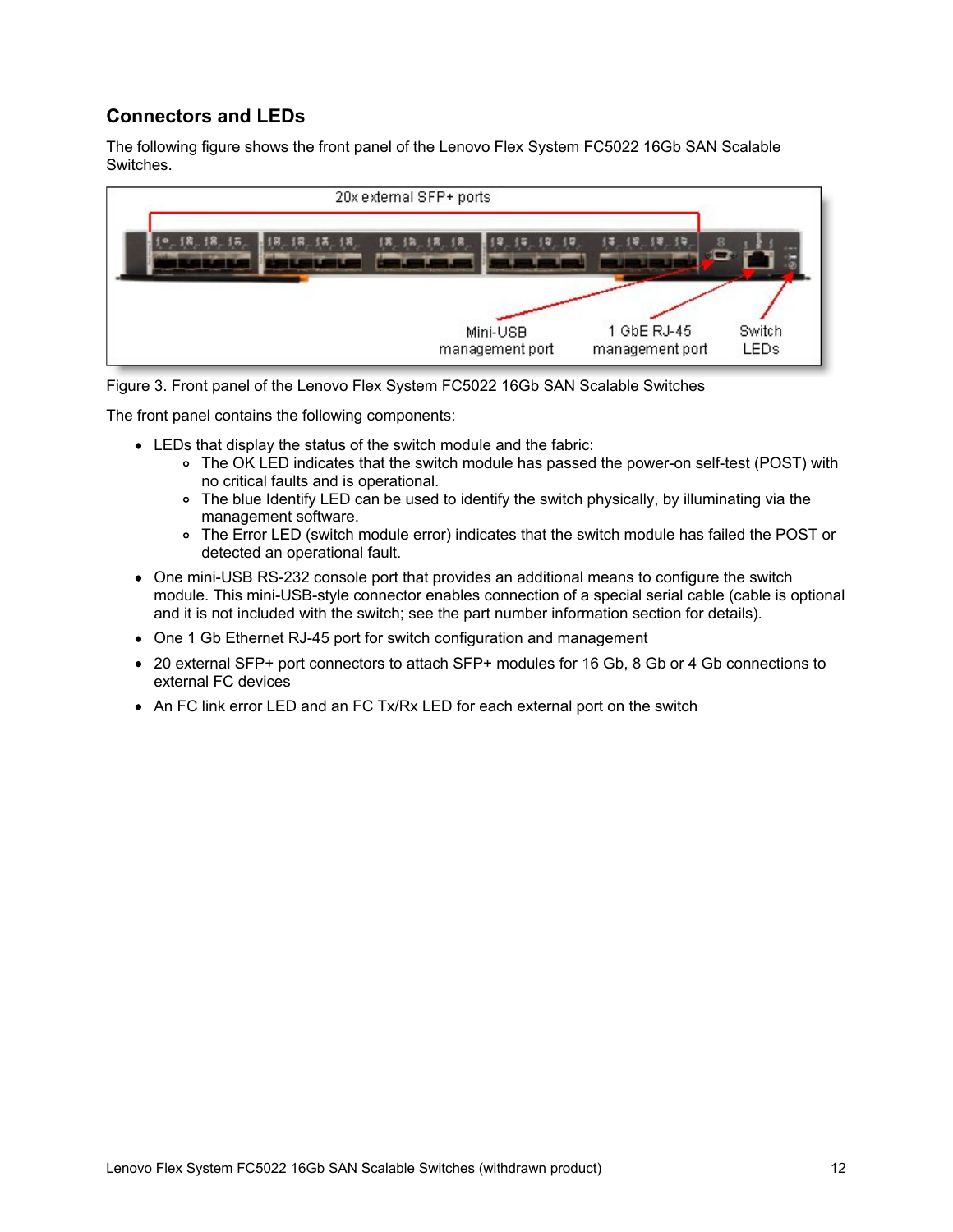## Connectors and LEDs

The following figure shows the front panel of the Lenovo Flex System FC5022 16Gb SAN Scalable Switches.

Figure 3. Front panel of the Lenovo Flex System FC5022 16Gb SAN Scalable Switches

The front panel contains the following components:

- LEDs that display the status of the switch module and the fabric:
  - The OK LED indicates that the switch module has passed the power-on self-test (POST) with no critical faults and is operational.
  - The blue Identify LED can be used to identify the switch physically, by illuminating via the management software.
  - The Error LED (switch module error) indicates that the switch module has failed the POST or detected an operational fault.
- One mini-USB RS-232 console port that provides an additional means to configure the switch module. This mini-USB-style connector enables connection of a special serial cable (cable is optional and it is not included with the switch; see the part number information section for details).
- One 1 Gb Ethernet RJ-45 port for switch configuration and management
- 20 external SFP+ port connectors to attach SFP+ modules for 16 Gb, 8 Gb or 4 Gb connections to external FC devices
- An FC link error LED and an FC Tx/Rx LED for each external port on the switch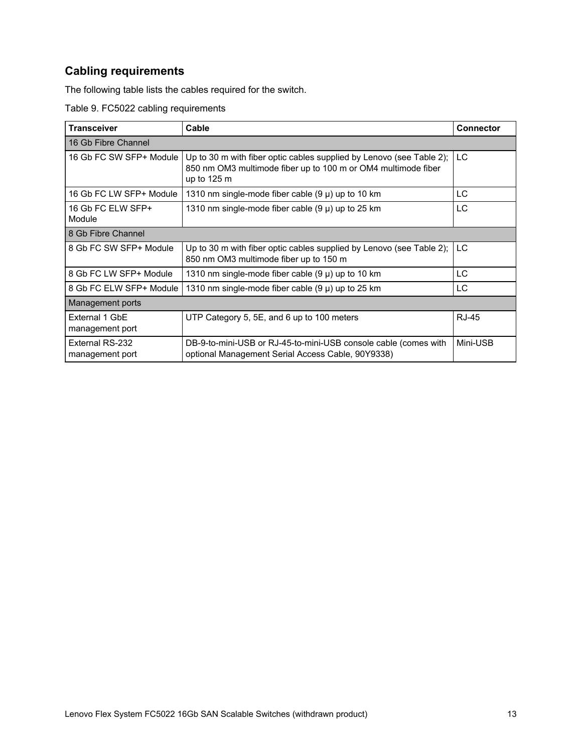## Cabling requirements

The following table lists the cables required for the switch.

Table 9. FC5022 cabling requirements

| Transceiver | Cable | Connector |
|---|---|---|
| 16 Gb Fibre Channel | | |
| 16 Gb FC SW SFP+ Module | Up to 30 m with fiber optic cables supplied by Lenovo (see Table 2); 850 nm OM3 multimode fiber up to 100 m or OM4 multimode fiber up to 125 m | LC |
| 16 Gb FC LW SFP+ Module | 1310 nm single-mode fiber cable (9 μ) up to 10 km | LC |
| 16 Gb FC ELW SFP+ Module | 1310 nm single-mode fiber cable (9 μ) up to 25 km | LC |
| 8 Gb Fibre Channel | | |
| 8 Gb FC SW SFP+ Module | Up to 30 m with fiber optic cables supplied by Lenovo (see Table 2); 850 nm OM3 multimode fiber up to 150 m | LC |
| 8 Gb FC LW SFP+ Module | 1310 nm single-mode fiber cable (9 μ) up to 10 km | LC |
| 8 Gb FC ELW SFP+ Module | 1310 nm single-mode fiber cable (9 μ) up to 25 km | LC |
| Management ports | | |
| External 1 GbE management port | UTP Category 5, 5E, and 6 up to 100 meters | RJ-45 |
| External RS-232 management port | DB-9-to-mini-USB or RJ-45-to-mini-USB console cable (comes with optional Management Serial Access Cable, 90Y9338) | Mini-USB |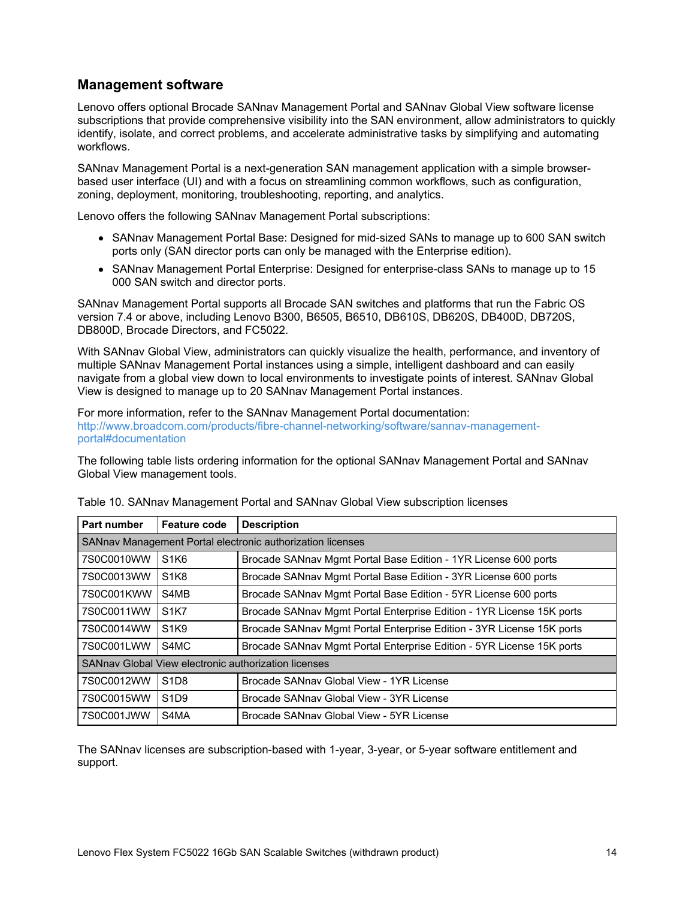## Management software

Lenovo offers optional Brocade SANnav Management Portal and SANnav Global View software license subscriptions that provide comprehensive visibility into the SAN environment, allow administrators to quickly identify, isolate, and correct problems, and accelerate administrative tasks by simplifying and automating workflows.

SANnav Management Portal is a next-generation SAN management application with a simple browser-based user interface (UI) and with a focus on streamlining common workflows, such as configuration, zoning, deployment, monitoring, troubleshooting, reporting, and analytics.

Lenovo offers the following SANnav Management Portal subscriptions:

- SANnav Management Portal Base: Designed for mid-sized SANs to manage up to 600 SAN switch ports only (SAN director ports can only be managed with the Enterprise edition).
- SANnav Management Portal Enterprise: Designed for enterprise-class SANs to manage up to 15 000 SAN switch and director ports.

SANnav Management Portal supports all Brocade SAN switches and platforms that run the Fabric OS version 7.4 or above, including Lenovo B300, B6505, B6510, DB610S, DB620S, DB400D, DB720S, DB800D, Brocade Directors, and FC5022.

With SANnav Global View, administrators can quickly visualize the health, performance, and inventory of multiple SANnav Management Portal instances using a simple, intelligent dashboard and can easily navigate from a global view down to local environments to investigate points of interest. SANnav Global View is designed to manage up to 20 SANnav Management Portal instances.

For more information, refer to the SANnav Management Portal documentation:
http://www.broadcom.com/products/fibre-channel-networking/software/sannav-management-portal#documentation

The following table lists ordering information for the optional SANnav Management Portal and SANnav Global View management tools.

Table 10. SANnav Management Portal and SANnav Global View subscription licenses

| Part number | Feature code | Description |
|---|---|---|
| SANnav Management Portal electronic authorization licenses | | |
| 7S0C0010WW | S1K6 | Brocade SANnav Mgmt Portal Base Edition - 1YR License 600 ports |
| 7S0C0013WW | S1K8 | Brocade SANnav Mgmt Portal Base Edition - 3YR License 600 ports |
| 7S0C001KWW | S4MB | Brocade SANnav Mgmt Portal Base Edition - 5YR License 600 ports |
| 7S0C0011WW | S1K7 | Brocade SANnav Mgmt Portal Enterprise Edition - 1YR License 15K ports |
| 7S0C0014WW | S1K9 | Brocade SANnav Mgmt Portal Enterprise Edition - 3YR License 15K ports |
| 7S0C001LWW | S4MC | Brocade SANnav Mgmt Portal Enterprise Edition - 5YR License 15K ports |
| SANnav Global View electronic authorization licenses | | |
| 7S0C0012WW | S1D8 | Brocade SANnav Global View - 1YR License |
| 7S0C0015WW | S1D9 | Brocade SANnav Global View - 3YR License |
| 7S0C001JWW | S4MA | Brocade SANnav Global View - 5YR License |

The SANnav licenses are subscription-based with 1-year, 3-year, or 5-year software entitlement and support.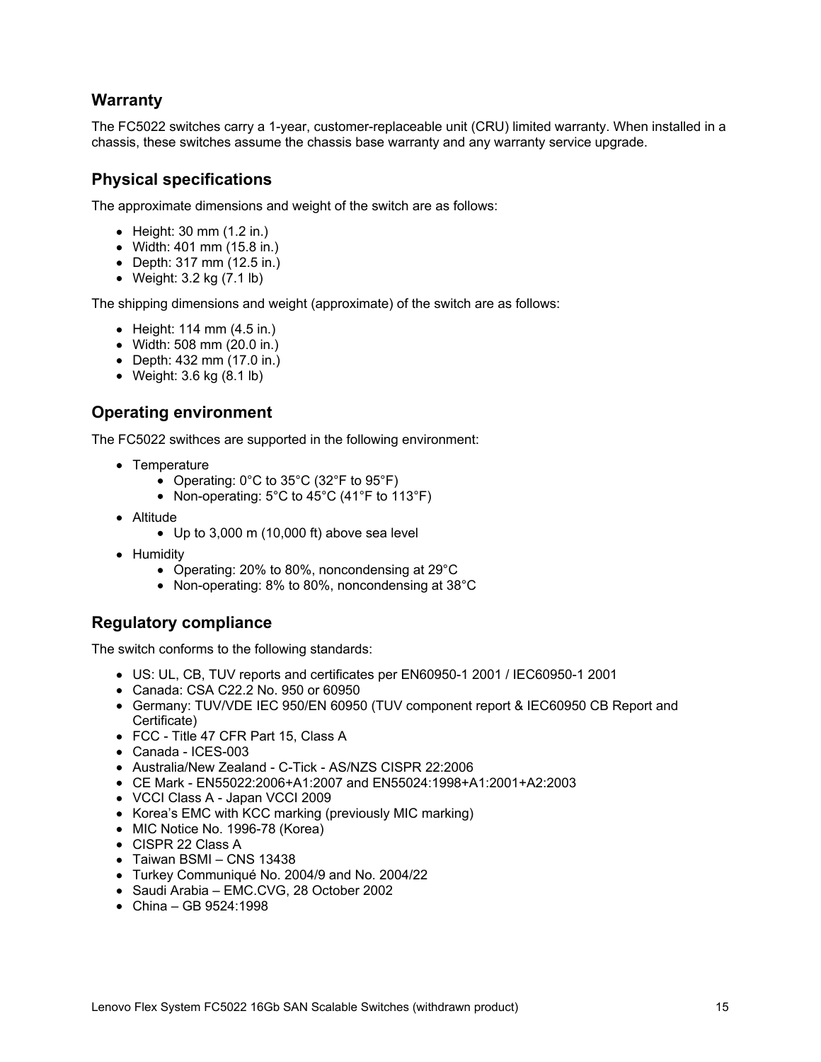## Warranty

The FC5022 switches carry a 1-year, customer-replaceable unit (CRU) limited warranty. When installed in a chassis, these switches assume the chassis base warranty and any warranty service upgrade.

## Physical specifications

The approximate dimensions and weight of the switch are as follows:

- Height: 30 mm (1.2 in.)
- Width: 401 mm (15.8 in.)
- Depth: 317 mm (12.5 in.)
- Weight: 3.2 kg (7.1 lb)

The shipping dimensions and weight (approximate) of the switch are as follows:

- Height: 114 mm (4.5 in.)
- Width: 508 mm (20.0 in.)
- Depth: 432 mm (17.0 in.)
- Weight: 3.6 kg (8.1 lb)

## Operating environment

The FC5022 swithces are supported in the following environment:

- Temperature
  - Operating: 0°C to 35°C (32°F to 95°F)
  - Non-operating: 5°C to 45°C (41°F to 113°F)
- Altitude
  - Up to 3,000 m (10,000 ft) above sea level
- Humidity
  - Operating: 20% to 80%, noncondensing at 29°C
  - Non-operating: 8% to 80%, noncondensing at 38°C

## Regulatory compliance

The switch conforms to the following standards:

- US: UL, CB, TUV reports and certificates per EN60950-1 2001 / IEC60950-1 2001
- Canada: CSA C22.2 No. 950 or 60950
- Germany: TUV/VDE IEC 950/EN 60950 (TUV component report & IEC60950 CB Report and Certificate)
- FCC - Title 47 CFR Part 15, Class A
- Canada - ICES-003
- Australia/New Zealand - C-Tick - AS/NZS CISPR 22:2006
- CE Mark - EN55022:2006+A1:2007 and EN55024:1998+A1:2001+A2:2003
- VCCI Class A - Japan VCCI 2009
- Korea's EMC with KCC marking (previously MIC marking)
- MIC Notice No. 1996-78 (Korea)
- CISPR 22 Class A
- Taiwan BSMI – CNS 13438
- Turkey Communiqué No. 2004/9 and No. 2004/22
- Saudi Arabia – EMC.CVG, 28 October 2002
- China – GB 9524:1998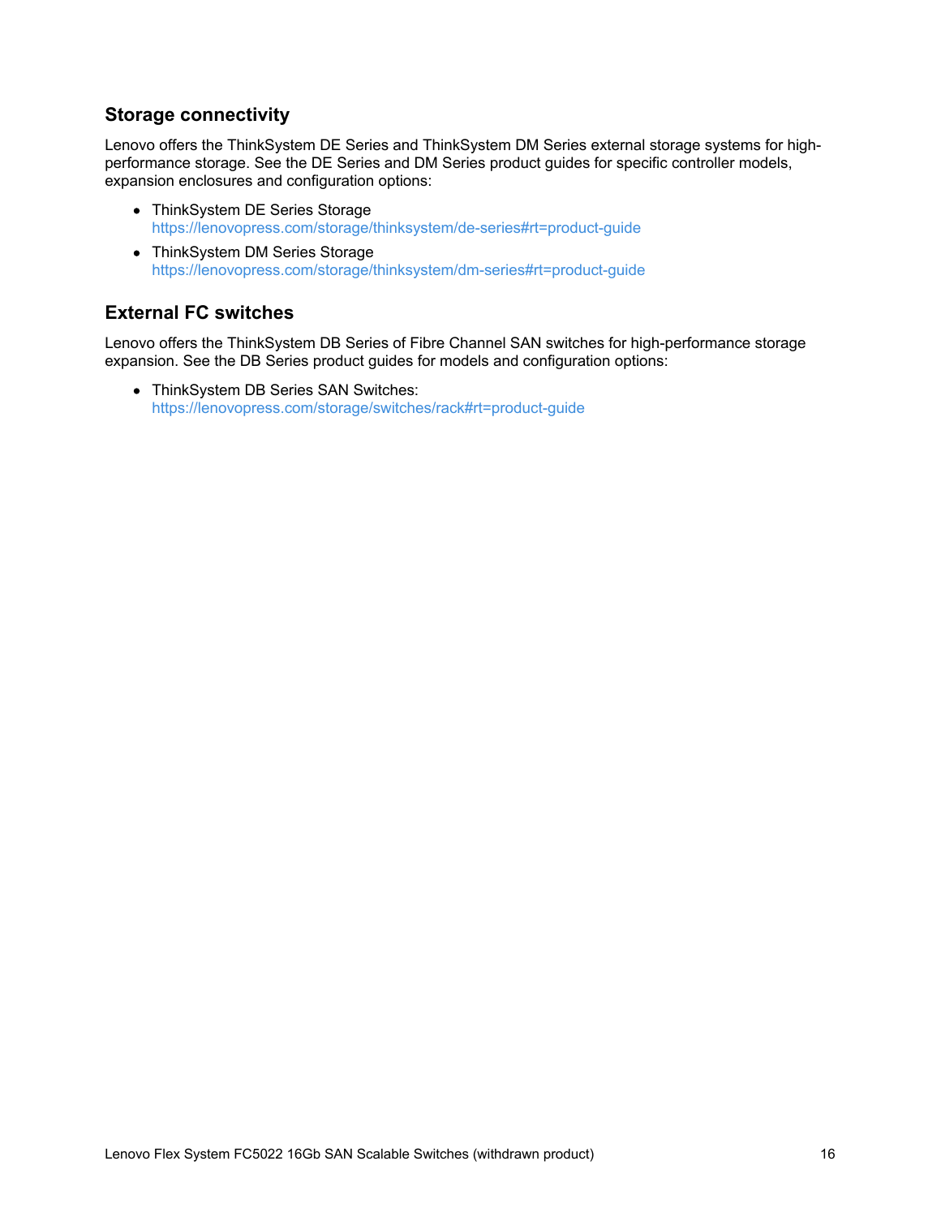## Storage connectivity

Lenovo offers the ThinkSystem DE Series and ThinkSystem DM Series external storage systems for high-performance storage. See the DE Series and DM Series product guides for specific controller models, expansion enclosures and configuration options:

- ThinkSystem DE Series Storage
  https://lenovopress.com/storage/thinksystem/de-series#rt=product-guide
- ThinkSystem DM Series Storage
  https://lenovopress.com/storage/thinksystem/dm-series#rt=product-guide

## External FC switches

Lenovo offers the ThinkSystem DB Series of Fibre Channel SAN switches for high-performance storage expansion. See the DB Series product guides for models and configuration options:

- ThinkSystem DB Series SAN Switches:
  https://lenovopress.com/storage/switches/rack#rt=product-guide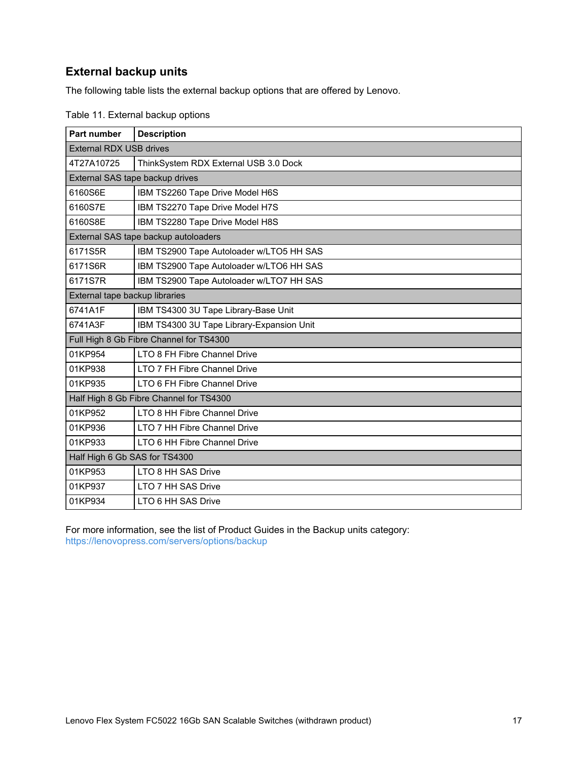## External backup units

The following table lists the external backup options that are offered by Lenovo.

Table 11. External backup options

| Part number | Description |
|---|---|
| External RDX USB drives | |
| 4T27A10725 | ThinkSystem RDX External USB 3.0 Dock |
| External SAS tape backup drives | |
| 6160S6E | IBM TS2260 Tape Drive Model H6S |
| 6160S7E | IBM TS2270 Tape Drive Model H7S |
| 6160S8E | IBM TS2280 Tape Drive Model H8S |
| External SAS tape backup autoloaders | |
| 6171S5R | IBM TS2900 Tape Autoloader w/LTO5 HH SAS |
| 6171S6R | IBM TS2900 Tape Autoloader w/LTO6 HH SAS |
| 6171S7R | IBM TS2900 Tape Autoloader w/LTO7 HH SAS |
| External tape backup libraries | |
| 6741A1F | IBM TS4300 3U Tape Library-Base Unit |
| 6741A3F | IBM TS4300 3U Tape Library-Expansion Unit |
| Full High 8 Gb Fibre Channel for TS4300 | |
| 01KP954 | LTO 8 FH Fibre Channel Drive |
| 01KP938 | LTO 7 FH Fibre Channel Drive |
| 01KP935 | LTO 6 FH Fibre Channel Drive |
| Half High 8 Gb Fibre Channel for TS4300 | |
| 01KP952 | LTO 8 HH Fibre Channel Drive |
| 01KP936 | LTO 7 HH Fibre Channel Drive |
| 01KP933 | LTO 6 HH Fibre Channel Drive |
| Half High 6 Gb SAS for TS4300 | |
| 01KP953 | LTO 8 HH SAS Drive |
| 01KP937 | LTO 7 HH SAS Drive |
| 01KP934 | LTO 6 HH SAS Drive |

For more information, see the list of Product Guides in the Backup units category:
https://lenovopress.com/servers/options/backup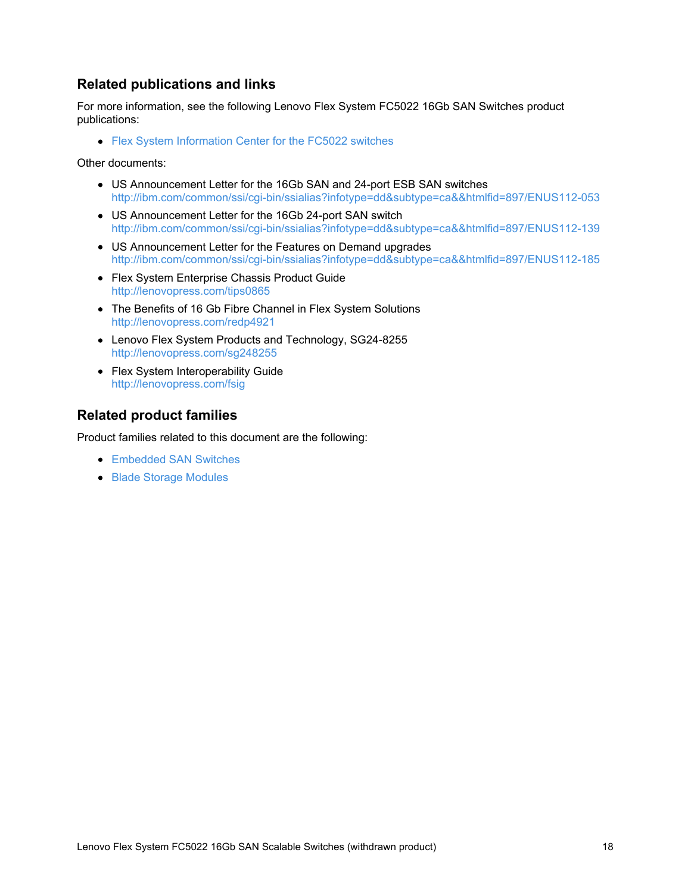## Related publications and links

For more information, see the following Lenovo Flex System FC5022 16Gb SAN Switches product publications:

- Flex System Information Center for the FC5022 switches

Other documents:

- US Announcement Letter for the 16Gb SAN and 24-port ESB SAN switches
  http://ibm.com/common/ssi/cgi-bin/ssialias?infotype=dd&subtype=ca&&htmlfid=897/ENUS112-053
- US Announcement Letter for the 16Gb 24-port SAN switch
  http://ibm.com/common/ssi/cgi-bin/ssialias?infotype=dd&subtype=ca&&htmlfid=897/ENUS112-139
- US Announcement Letter for the Features on Demand upgrades
  http://ibm.com/common/ssi/cgi-bin/ssialias?infotype=dd&subtype=ca&&htmlfid=897/ENUS112-185
- Flex System Enterprise Chassis Product Guide
  http://lenovopress.com/tips0865
- The Benefits of 16 Gb Fibre Channel in Flex System Solutions
  http://lenovopress.com/redp4921
- Lenovo Flex System Products and Technology, SG24-8255
  http://lenovopress.com/sg248255
- Flex System Interoperability Guide
  http://lenovopress.com/fsig

## Related product families

Product families related to this document are the following:

- Embedded SAN Switches
- Blade Storage Modules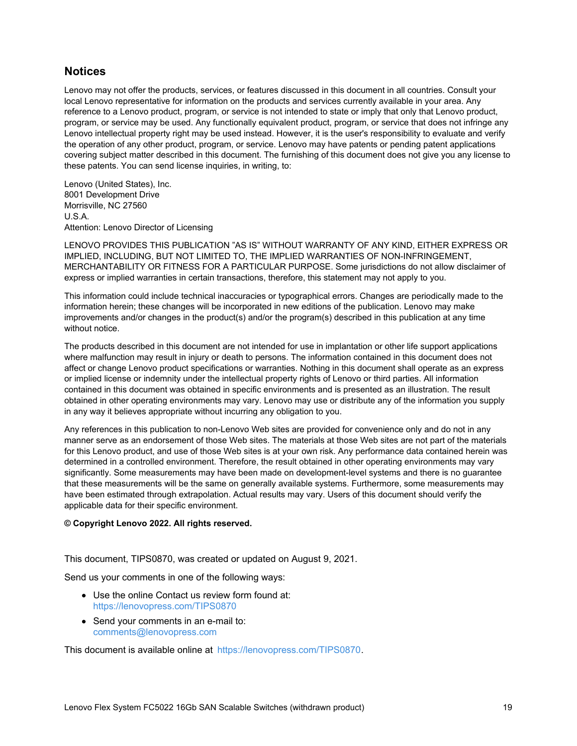## Notices

Lenovo may not offer the products, services, or features discussed in this document in all countries. Consult your local Lenovo representative for information on the products and services currently available in your area. Any reference to a Lenovo product, program, or service is not intended to state or imply that only that Lenovo product, program, or service may be used. Any functionally equivalent product, program, or service that does not infringe any Lenovo intellectual property right may be used instead. However, it is the user's responsibility to evaluate and verify the operation of any other product, program, or service. Lenovo may have patents or pending patent applications covering subject matter described in this document. The furnishing of this document does not give you any license to these patents. You can send license inquiries, in writing, to:

Lenovo (United States), Inc.
8001 Development Drive
Morrisville, NC 27560
U.S.A.
Attention: Lenovo Director of Licensing

LENOVO PROVIDES THIS PUBLICATION "AS IS" WITHOUT WARRANTY OF ANY KIND, EITHER EXPRESS OR IMPLIED, INCLUDING, BUT NOT LIMITED TO, THE IMPLIED WARRANTIES OF NON-INFRINGEMENT, MERCHANTABILITY OR FITNESS FOR A PARTICULAR PURPOSE. Some jurisdictions do not allow disclaimer of express or implied warranties in certain transactions, therefore, this statement may not apply to you.

This information could include technical inaccuracies or typographical errors. Changes are periodically made to the information herein; these changes will be incorporated in new editions of the publication. Lenovo may make improvements and/or changes in the product(s) and/or the program(s) described in this publication at any time without notice.

The products described in this document are not intended for use in implantation or other life support applications where malfunction may result in injury or death to persons. The information contained in this document does not affect or change Lenovo product specifications or warranties. Nothing in this document shall operate as an express or implied license or indemnity under the intellectual property rights of Lenovo or third parties. All information contained in this document was obtained in specific environments and is presented as an illustration. The result obtained in other operating environments may vary. Lenovo may use or distribute any of the information you supply in any way it believes appropriate without incurring any obligation to you.

Any references in this publication to non-Lenovo Web sites are provided for convenience only and do not in any manner serve as an endorsement of those Web sites. The materials at those Web sites are not part of the materials for this Lenovo product, and use of those Web sites is at your own risk. Any performance data contained herein was determined in a controlled environment. Therefore, the result obtained in other operating environments may vary significantly. Some measurements may have been made on development-level systems and there is no guarantee that these measurements will be the same on generally available systems. Furthermore, some measurements may have been estimated through extrapolation. Actual results may vary. Users of this document should verify the applicable data for their specific environment.

**© Copyright Lenovo 2022. All rights reserved.**

This document, TIPS0870, was created or updated on August 9, 2021.

Send us your comments in one of the following ways:

- Use the online Contact us review form found at:
  https://lenovopress.com/TIPS0870
- Send your comments in an e-mail to:
  comments@lenovopress.com

This document is available online at https://lenovopress.com/TIPS0870.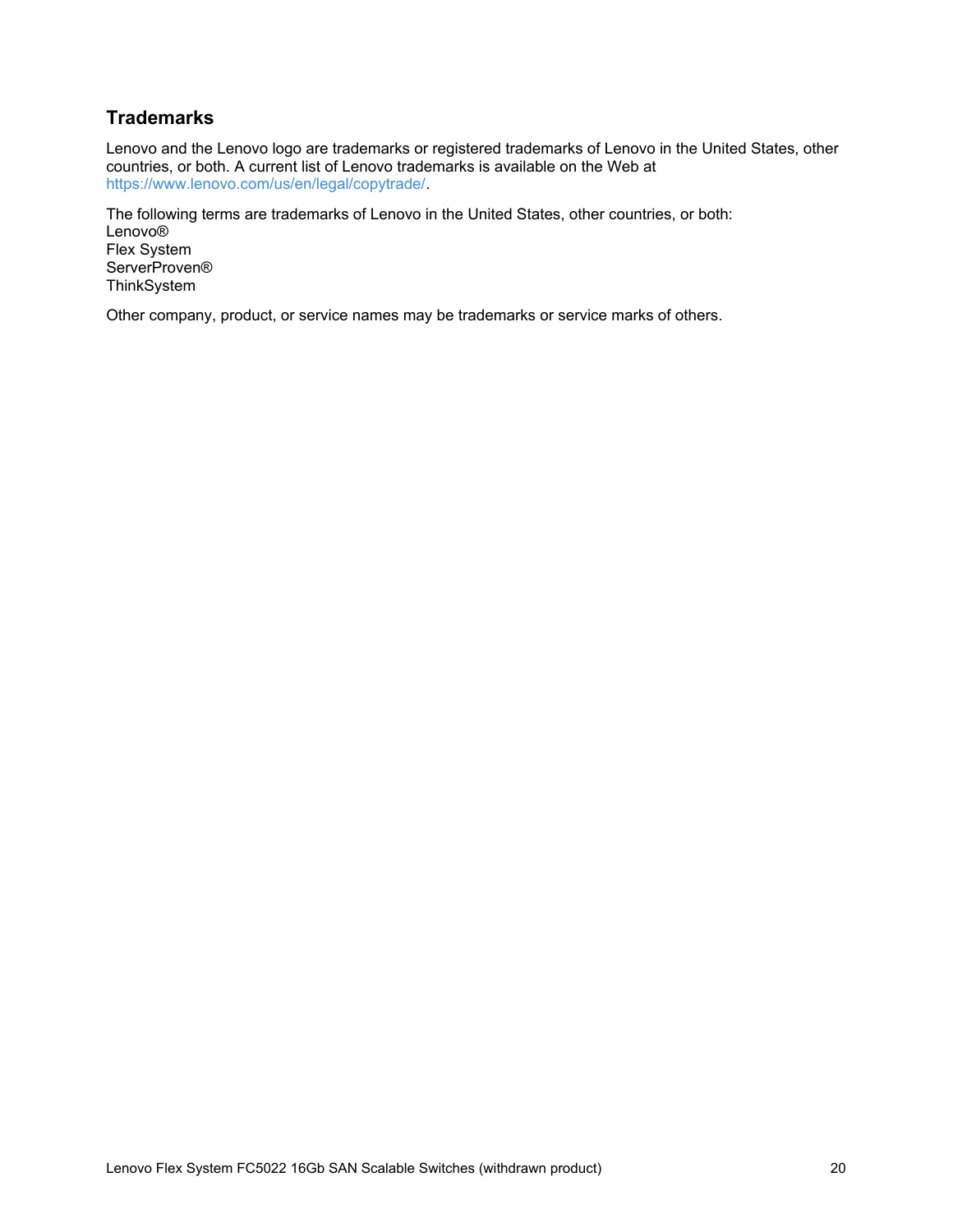## Trademarks

Lenovo and the Lenovo logo are trademarks or registered trademarks of Lenovo in the United States, other countries, or both. A current list of Lenovo trademarks is available on the Web at https://www.lenovo.com/us/en/legal/copytrade/.

The following terms are trademarks of Lenovo in the United States, other countries, or both:
Lenovo®
Flex System
ServerProven®
ThinkSystem

Other company, product, or service names may be trademarks or service marks of others.